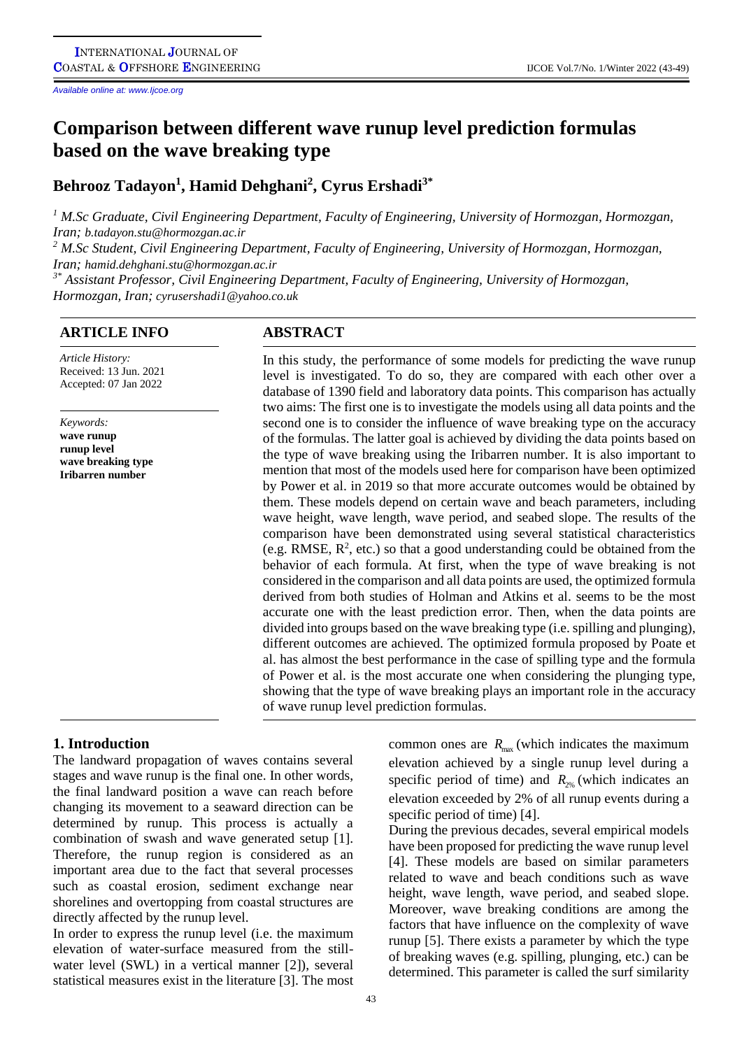Available online at: www.Ijcoe.org

# Comparison between different wave runup level prediction formulas based on the wave breaking type

**Behrooz Tadayon[1], Hamid Dehghani[2], Cyrus Ershadi[3*]**

[1] *M.Sc Graduate, Civil Engineering Department, Faculty of Engineering, University of Hormozgan, Hormozgan, Iran; b.tadayon.stu@hormozgan.ac.ir*

[2] *M.Sc Student, Civil Engineering Department, Faculty of Engineering, University of Hormozgan, Hormozgan, Iran; hamid.dehghani.stu@hormozgan.ac.ir*

[3*] *Assistant Professor, Civil Engineering Department, Faculty of Engineering, University of Hormozgan, Hormozgan, Iran; cyrusershadi1@yahoo.co.uk*

## ARTICLE INFO

*Article History:*
Received: 13 Jun. 2021
Accepted: 07 Jan 2022

*Keywords:*
**wave runup**
**runup level**
**wave breaking type**
**Iribarren number**

## ABSTRACT

In this study, the performance of some models for predicting the wave runup level is investigated. To do so, they are compared with each other over a database of 1390 field and laboratory data points. This comparison has actually two aims: The first one is to investigate the models using all data points and the second one is to consider the influence of wave breaking type on the accuracy of the formulas. The latter goal is achieved by dividing the data points based on the type of wave breaking using the Iribarren number. It is also important to mention that most of the models used here for comparison have been optimized by Power et al. in 2019 so that more accurate outcomes would be obtained by them. These models depend on certain wave and beach parameters, including wave height, wave length, wave period, and seabed slope. The results of the comparison have been demonstrated using several statistical characteristics (e.g. RMSE, $R^2$, etc.) so that a good understanding could be obtained from the behavior of each formula. At first, when the type of wave breaking is not considered in the comparison and all data points are used, the optimized formula derived from both studies of Holman and Atkins et al. seems to be the most accurate one with the least prediction error. Then, when the data points are divided into groups based on the wave breaking type (i.e. spilling and plunging), different outcomes are achieved. The optimized formula proposed by Poate et al. has almost the best performance in the case of spilling type and the formula of Power et al. is the most accurate one when considering the plunging type, showing that the type of wave breaking plays an important role in the accuracy of wave runup level prediction formulas.

## 1. Introduction

The landward propagation of waves contains several stages and wave runup is the final one. In other words, the final landward position a wave can reach before changing its movement to a seaward direction can be determined by runup. This process is actually a combination of swash and wave generated setup [1]. Therefore, the runup region is considered as an important area due to the fact that several processes such as coastal erosion, sediment exchange near shorelines and overtopping from coastal structures are directly affected by the runup level.

In order to express the runup level (i.e. the maximum elevation of water-surface measured from the still-water level (SWL) in a vertical manner [2]), several statistical measures exist in the literature [3]. The most common ones are $R_{max}$ (which indicates the maximum elevation achieved by a single runup level during a specific period of time) and $R_{2\%}$ (which indicates an elevation exceeded by 2% of all runup events during a specific period of time) [4].

During the previous decades, several empirical models have been proposed for predicting the wave runup level [4]. These models are based on similar parameters related to wave and beach conditions such as wave height, wave length, wave period, and seabed slope. Moreover, wave breaking conditions are among the factors that have influence on the complexity of wave runup [5]. There exists a parameter by which the type of breaking waves (e.g. spilling, plunging, etc.) can be determined. This parameter is called the surf similarity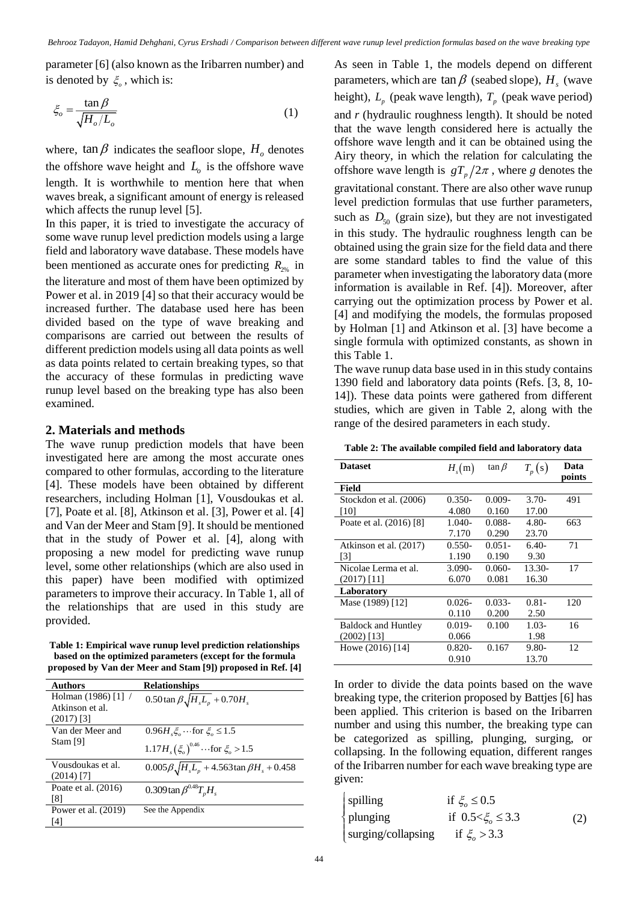parameter [6] (also known as the Iribarren number) and is denoted by $\xi_o$, which is:

$$\xi_o = \frac{\tan\beta}{\sqrt{H_o/L_o}} \tag{1}$$

where, $\tan\beta$ indicates the seafloor slope, $H_o$ denotes the offshore wave height and $L_o$ is the offshore wave length. It is worthwhile to mention here that when waves break, a significant amount of energy is released which affects the runup level [5].

In this paper, it is tried to investigate the accuracy of some wave runup level prediction models using a large field and laboratory wave database. These models have been mentioned as accurate ones for predicting $R_{2\%}$ in the literature and most of them have been optimized by Power et al. in 2019 [4] so that their accuracy would be increased further. The database used here has been divided based on the type of wave breaking and comparisons are carried out between the results of different prediction models using all data points as well as data points related to certain breaking types, so that the accuracy of these formulas in predicting wave runup level based on the breaking type has also been examined.

## 2. Materials and methods

The wave runup prediction models that have been investigated here are among the most accurate ones compared to other formulas, according to the literature [4]. These models have been obtained by different researchers, including Holman [1], Vousdoukas et al. [7], Poate et al. [8], Atkinson et al. [3], Power et al. [4] and Van der Meer and Stam [9]. It should be mentioned that in the study of Power et al. [4], along with proposing a new model for predicting wave runup level, some other relationships (which are also used in this paper) have been modified with optimized parameters to improve their accuracy. In Table 1, all of the relationships that are used in this study are provided.

**Table 1: Empirical wave runup level prediction relationships based on the optimized parameters (except for the formula proposed by Van der Meer and Stam [9]) proposed in Ref. [4]**

| Authors | Relationships |
|---|---|
| Holman (1986) [1] / Atkinson et al. (2017) [3] | $0.50\tan\beta\sqrt{H_s L_p} + 0.70H_s$ |
| Van der Meer and Stam [9] | $0.96H_s\xi_o \cdots \text{for } \xi_o \le 1.5$ <br> $1.17H_s(\xi_o)^{0.46} \cdots \text{for } \xi_o > 1.5$ |
| Vousdoukas et al. (2014) [7] | $0.005\beta\sqrt{H_s L_p} + 4.563\tan\beta H_s + 0.458$ |
| Poate et al. (2016) [8] | $0.309\tan\beta^{0.48}T_p H_s$ |
| Power et al. (2019) [4] | See the Appendix |

As seen in Table 1, the models depend on different parameters, which are $\tan\beta$ (seabed slope), $H_s$ (wave height), $L_p$ (peak wave length), $T_p$ (peak wave period) and $r$ (hydraulic roughness length). It should be noted that the wave length considered here is actually the offshore wave length and it can be obtained using the Airy theory, in which the relation for calculating the offshore wave length is $gT_p/2\pi$, where $g$ denotes the gravitational constant. There are also other wave runup level prediction formulas that use further parameters, such as $D_{50}$ (grain size), but they are not investigated in this study. The hydraulic roughness length can be obtained using the grain size for the field data and there are some standard tables to find the value of this parameter when investigating the laboratory data (more information is available in Ref. [4]). Moreover, after carrying out the optimization process by Power et al. [4] and modifying the models, the formulas proposed by Holman [1] and Atkinson et al. [3] have become a single formula with optimized constants, as shown in this Table 1.

The wave runup data base used in in this study contains 1390 field and laboratory data points (Refs. [3, 8, 10-14]). These data points were gathered from different studies, which are given in Table 2, along with the range of the desired parameters in each study.

**Table 2: The available compiled field and laboratory data**

| Dataset | $H_s(\text{m})$ | $\tan\beta$ | $T_p(\text{s})$ | Data points |
|---|---|---|---|---|
| **Field** | | | | |
| Stockdon et al. (2006) [10] | 0.350-4.080 | 0.009-0.160 | 3.70-17.00 | 491 |
| Poate et al. (2016) [8] | 1.040-7.170 | 0.088-0.290 | 4.80-23.70 | 663 |
| Atkinson et al. (2017) [3] | 0.550-1.190 | 0.051-0.190 | 6.40-9.30 | 71 |
| Nicolae Lerma et al. (2017) [11] | 3.090-6.070 | 0.060-0.081 | 13.30-16.30 | 17 |
| **Laboratory** | | | | |
| Mase (1989) [12] | 0.026-0.110 | 0.033-0.200 | 0.81-2.50 | 120 |
| Baldock and Huntley (2002) [13] | 0.019-0.066 | 0.100 | 1.03-1.98 | 16 |
| Howe (2016) [14] | 0.820-0.910 | 0.167 | 9.80-13.70 | 12 |

In order to divide the data points based on the wave breaking type, the criterion proposed by Battjes [6] has been applied. This criterion is based on the Iribarren number and using this number, the breaking type can be categorized as spilling, plunging, surging, or collapsing. In the following equation, different ranges of the Iribarren number for each wave breaking type are given:

$$\begin{cases} \text{spilling} & \text{if } \xi_o \le 0.5 \\ \text{plunging} & \text{if } 0.5 < \xi_o \le 3.3 \\ \text{surging/collapsing} & \text{if } \xi_o > 3.3 \end{cases} \tag{2}$$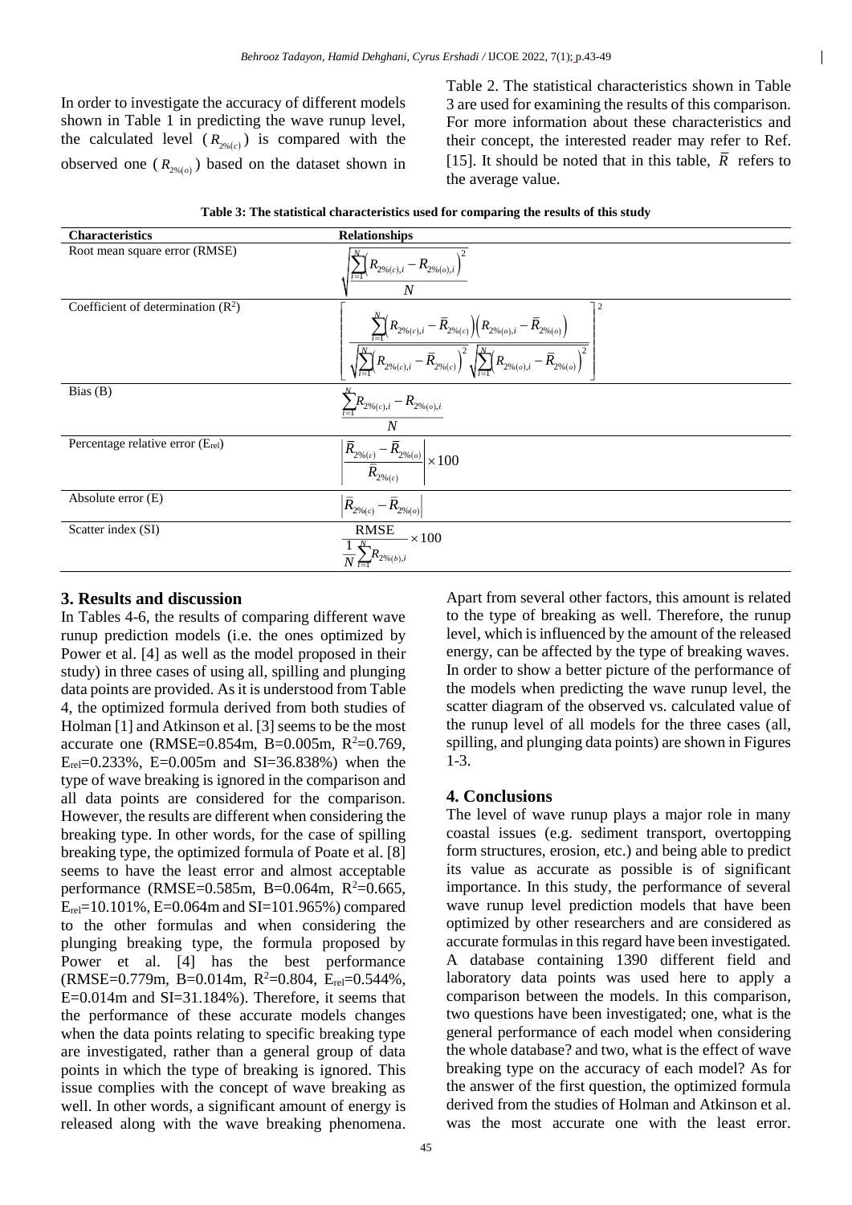In order to investigate the accuracy of different models shown in Table 1 in predicting the wave runup level, the calculated level ($R_{2\%(c)}$) is compared with the observed one ($R_{2\%(o)}$) based on the dataset shown in Table 2. The statistical characteristics shown in Table 3 are used for examining the results of this comparison. For more information about these characteristics and their concept, the interested reader may refer to Ref. [15]. It should be noted that in this table, $\bar{R}$ refers to the average value.

**Table 3: The statistical characteristics used for comparing the results of this study**

| Characteristics | Relationships |
|---|---|
| Root mean square error (RMSE) | $\sqrt{\dfrac{\sum_{i=1}^{N}\left(R_{2\%(c),i}-R_{2\%(o),i}\right)^2}{N}}$ |
| Coefficient of determination ($R^2$) | $\left[\dfrac{\sum_{i=1}^{N}\left(R_{2\%(c),i}-\bar{R}_{2\%(c)}\right)\left(R_{2\%(o),i}-\bar{R}_{2\%(o)}\right)}{\sqrt{\sum_{i=1}^{N}\left(R_{2\%(c),i}-\bar{R}_{2\%(c)}\right)^2}\sqrt{\sum_{i=1}^{N}\left(R_{2\%(o),i}-\bar{R}_{2\%(o)}\right)^2}}\right]^2$ |
| Bias (B) | $\dfrac{\sum_{i=1}^{N}R_{2\%(c),i}-R_{2\%(o),i}}{N}$ |
| Percentage relative error ($E_{rel}$) | $\left\lvert\dfrac{\bar{R}_{2\%(c)}-\bar{R}_{2\%(o)}}{\bar{R}_{2\%(c)}}\right\rvert\times 100$ |
| Absolute error (E) | $\left\lvert\bar{R}_{2\%(c)}-\bar{R}_{2\%(o)}\right\rvert$ |
| Scatter index (SI) | $\dfrac{\text{RMSE}}{\frac{1}{N}\sum_{i=1}^{N}R_{2\%(b),i}}\times 100$ |

## 3. Results and discussion

In Tables 4-6, the results of comparing different wave runup prediction models (i.e. the ones optimized by Power et al. [4] as well as the model proposed in their study) in three cases of using all, spilling and plunging data points are provided. As it is understood from Table 4, the optimized formula derived from both studies of Holman [1] and Atkinson et al. [3] seems to be the most accurate one (RMSE=0.854m, B=0.005m, $R^2$=0.769, $E_{rel}$=0.233%, E=0.005m and SI=36.838%) when the type of wave breaking is ignored in the comparison and all data points are considered for the comparison. However, the results are different when considering the breaking type. In other words, for the case of spilling breaking type, the optimized formula of Poate et al. [8] seems to have the least error and almost acceptable performance (RMSE=0.585m, B=0.064m, $R^2$=0.665, $E_{rel}$=10.101%, E=0.064m and SI=101.965%) compared to the other formulas and when considering the plunging breaking type, the formula proposed by Power et al. [4] has the best performance (RMSE=0.779m, B=0.014m, $R^2$=0.804, $E_{rel}$=0.544%, E=0.014m and SI=31.184%). Therefore, it seems that the performance of these accurate models changes when the data points relating to specific breaking type are investigated, rather than a general group of data points in which the type of breaking is ignored. This issue complies with the concept of wave breaking as well. In other words, a significant amount of energy is released along with the wave breaking phenomena. Apart from several other factors, this amount is related to the type of breaking as well. Therefore, the runup level, which is influenced by the amount of the released energy, can be affected by the type of breaking waves. In order to show a better picture of the performance of the models when predicting the wave runup level, the scatter diagram of the observed vs. calculated value of the runup level of all models for the three cases (all, spilling, and plunging data points) are shown in Figures 1-3.

## 4. Conclusions

The level of wave runup plays a major role in many coastal issues (e.g. sediment transport, overtopping form structures, erosion, etc.) and being able to predict its value as accurate as possible is of significant importance. In this study, the performance of several wave runup level prediction models that have been optimized by other researchers and are considered as accurate formulas in this regard have been investigated. A database containing 1390 different field and laboratory data points was used here to apply a comparison between the models. In this comparison, two questions have been investigated; one, what is the general performance of each model when considering the whole database? and two, what is the effect of wave breaking type on the accuracy of each model? As for the answer of the first question, the optimized formula derived from the studies of Holman and Atkinson et al. was the most accurate one with the least error.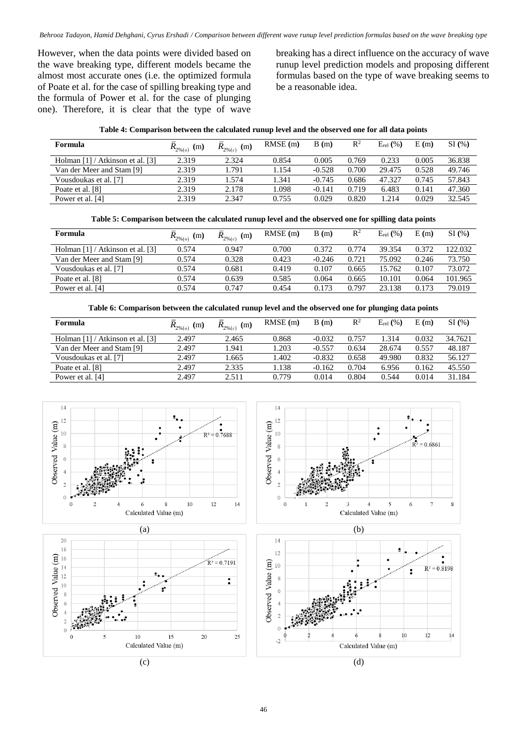However, when the data points were divided based on the wave breaking type, different models became the almost most accurate ones (i.e. the optimized formula of Poate et al. for the case of spilling breaking type and the formula of Power et al. for the case of plunging one). Therefore, it is clear that the type of wave breaking has a direct influence on the accuracy of wave runup level prediction models and proposing different formulas based on the type of wave breaking seems to be a reasonable idea.

**Table 4: Comparison between the calculated runup level and the observed one for all data points**

| Formula | $\bar{R}_{2\%(o)}$ (m) | $\bar{R}_{2\%(c)}$ (m) | RMSE (m) | B (m) | $R^2$ | $E_{rel}$ (%) | E (m) | SI (%) |
|---|---|---|---|---|---|---|---|---|
| Holman [1] / Atkinson et al. [3] | 2.319 | 2.324 | 0.854 | 0.005 | 0.769 | 0.233 | 0.005 | 36.838 |
| Van der Meer and Stam [9] | 2.319 | 1.791 | 1.154 | -0.528 | 0.700 | 29.475 | 0.528 | 49.746 |
| Vousdoukas et al. [7] | 2.319 | 1.574 | 1.341 | -0.745 | 0.686 | 47.327 | 0.745 | 57.843 |
| Poate et al. [8] | 2.319 | 2.178 | 1.098 | -0.141 | 0.719 | 6.483 | 0.141 | 47.360 |
| Power et al. [4] | 2.319 | 2.347 | 0.755 | 0.029 | 0.820 | 1.214 | 0.029 | 32.545 |

**Table 5: Comparison between the calculated runup level and the observed one for spilling data points**

| Formula | $\bar{R}_{2\%(o)}$ (m) | $\bar{R}_{2\%(c)}$ (m) | RMSE (m) | B (m) | $R^2$ | $E_{rel}$ (%) | E (m) | SI (%) |
|---|---|---|---|---|---|---|---|---|
| Holman [1] / Atkinson et al. [3] | 0.574 | 0.947 | 0.700 | 0.372 | 0.774 | 39.354 | 0.372 | 122.032 |
| Van der Meer and Stam [9] | 0.574 | 0.328 | 0.423 | -0.246 | 0.721 | 75.092 | 0.246 | 73.750 |
| Vousdoukas et al. [7] | 0.574 | 0.681 | 0.419 | 0.107 | 0.665 | 15.762 | 0.107 | 73.072 |
| Poate et al. [8] | 0.574 | 0.639 | 0.585 | 0.064 | 0.665 | 10.101 | 0.064 | 101.965 |
| Power et al. [4] | 0.574 | 0.747 | 0.454 | 0.173 | 0.797 | 23.138 | 0.173 | 79.019 |

**Table 6: Comparison between the calculated runup level and the observed one for plunging data points**

| Formula | $\bar{R}_{2\%(o)}$ (m) | $\bar{R}_{2\%(c)}$ (m) | RMSE (m) | B (m) | $R^2$ | $E_{rel}$ (%) | E (m) | SI (%) |
|---|---|---|---|---|---|---|---|---|
| Holman [1] / Atkinson et al. [3] | 2.497 | 2.465 | 0.868 | -0.032 | 0.757 | 1.314 | 0.032 | 34.7621 |
| Van der Meer and Stam [9] | 2.497 | 1.941 | 1.203 | -0.557 | 0.634 | 28.674 | 0.557 | 48.187 |
| Vousdoukas et al. [7] | 2.497 | 1.665 | 1.402 | -0.832 | 0.658 | 49.980 | 0.832 | 56.127 |
| Poate et al. [8] | 2.497 | 2.335 | 1.138 | -0.162 | 0.704 | 6.956 | 0.162 | 45.550 |
| Power et al. [4] | 2.497 | 2.511 | 0.779 | 0.014 | 0.804 | 0.544 | 0.014 | 31.184 |

(a)

(b)

(c)

(d)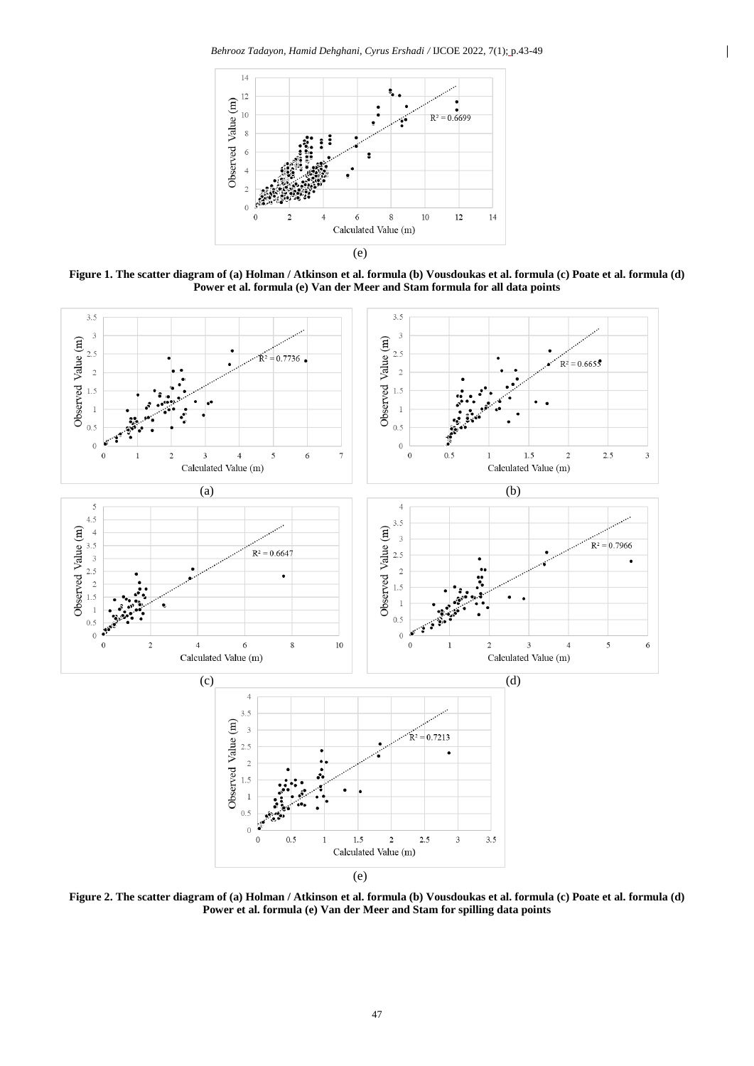(e)

**Figure 1. The scatter diagram of (a) Holman / Atkinson et al. formula (b) Vousdoukas et al. formula (c) Poate et al. formula (d) Power et al. formula (e) Van der Meer and Stam formula for all data points**

(a)

(b)

(c)

(d)

(e)

**Figure 2. The scatter diagram of (a) Holman / Atkinson et al. formula (b) Vousdoukas et al. formula (c) Poate et al. formula (d) Power et al. formula (e) Van der Meer and Stam for spilling data points**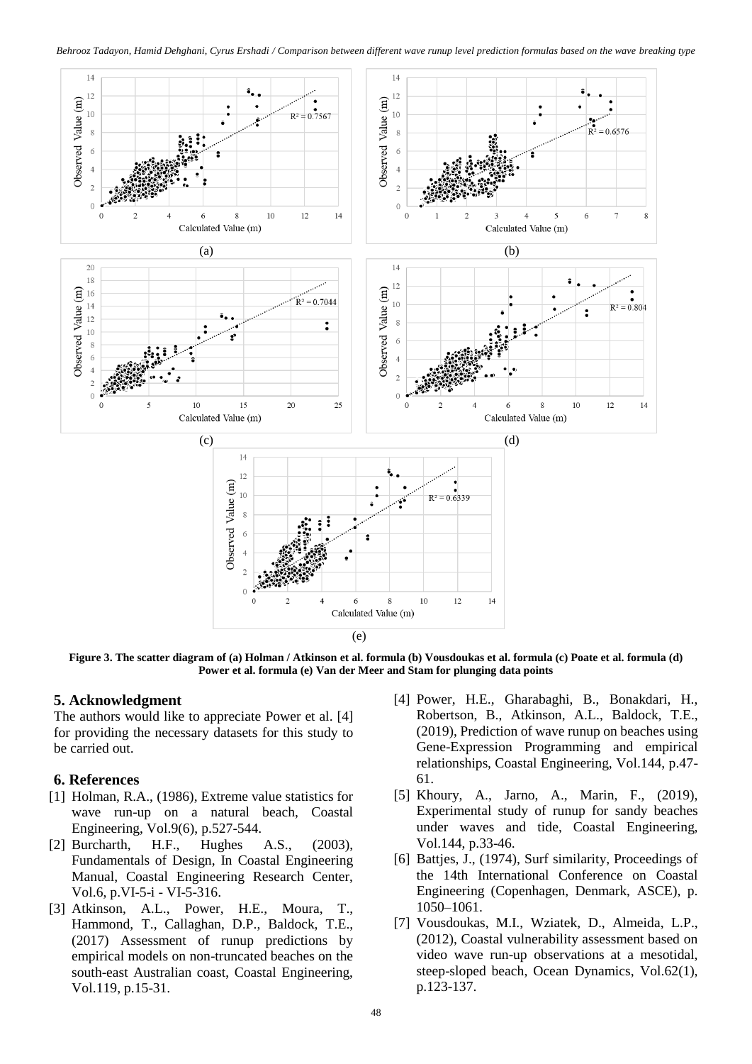(a)

(b)

(c)

(d)

(e)

**Figure 3. The scatter diagram of (a) Holman / Atkinson et al. formula (b) Vousdoukas et al. formula (c) Poate et al. formula (d) Power et al. formula (e) Van der Meer and Stam for plunging data points**

## 5. Acknowledgment

The authors would like to appreciate Power et al. [4] for providing the necessary datasets for this study to be carried out.

## 6. References

[1] Holman, R.A., (1986), Extreme value statistics for wave run-up on a natural beach, Coastal Engineering, Vol.9(6), p.527-544.

[2] Burcharth, H.F., Hughes A.S., (2003), Fundamentals of Design, In Coastal Engineering Manual, Coastal Engineering Research Center, Vol.6, p.VI-5-i - VI-5-316.

[3] Atkinson, A.L., Power, H.E., Moura, T., Hammond, T., Callaghan, D.P., Baldock, T.E., (2017) Assessment of runup predictions by empirical models on non-truncated beaches on the south-east Australian coast, Coastal Engineering, Vol.119, p.15-31.

[4] Power, H.E., Gharabaghi, B., Bonakdari, H., Robertson, B., Atkinson, A.L., Baldock, T.E., (2019), Prediction of wave runup on beaches using Gene-Expression Programming and empirical relationships, Coastal Engineering, Vol.144, p.47-61.

[5] Khoury, A., Jarno, A., Marin, F., (2019), Experimental study of runup for sandy beaches under waves and tide, Coastal Engineering, Vol.144, p.33-46.

[6] Battjes, J., (1974), Surf similarity, Proceedings of the 14th International Conference on Coastal Engineering (Copenhagen, Denmark, ASCE), p. 1050–1061.

[7] Vousdoukas, M.I., Wziatek, D., Almeida, L.P., (2012), Coastal vulnerability assessment based on video wave run-up observations at a mesotidal, steep-sloped beach, Ocean Dynamics, Vol.62(1), p.123-137.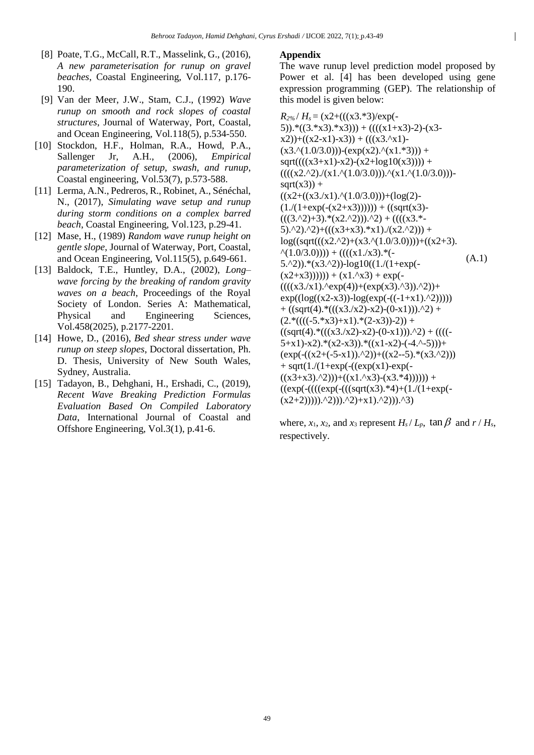[8] Poate, T.G., McCall, R.T., Masselink, G., (2016), *A new parameterisation for runup on gravel beaches*, Coastal Engineering, Vol.117, p.176-190.

[9] Van der Meer, J.W., Stam, C.J., (1992) *Wave runup on smooth and rock slopes of coastal structures*, Journal of Waterway, Port, Coastal, and Ocean Engineering, Vol.118(5), p.534-550.

[10] Stockdon, H.F., Holman, R.A., Howd, P.A., Sallenger Jr, A.H., (2006), *Empirical parameterization of setup, swash, and runup*, Coastal engineering, Vol.53(7), p.573-588.

[11] Lerma, A.N., Pedreros, R., Robinet, A., Sénéchal, N., (2017), *Simulating wave setup and runup during storm conditions on a complex barred beach*, Coastal Engineering, Vol.123, p.29-41.

[12] Mase, H., (1989) *Random wave runup height on gentle slope*, Journal of Waterway, Port, Coastal, and Ocean Engineering, Vol.115(5), p.649-661.

[13] Baldock, T.E., Huntley, D.A., (2002), *Long–wave forcing by the breaking of random gravity waves on a beach*, Proceedings of the Royal Society of London. Series A: Mathematical, Physical and Engineering Sciences, Vol.458(2025), p.2177-2201.

[14] Howe, D., (2016), *Bed shear stress under wave runup on steep slopes*, Doctoral dissertation, Ph. D. Thesis, University of New South Wales, Sydney, Australia.

[15] Tadayon, B., Dehghani, H., Ershadi, C., (2019), *Recent Wave Breaking Prediction Formulas Evaluation Based On Compiled Laboratory Data*, International Journal of Coastal and Offshore Engineering, Vol.3(1), p.41-6.

## Appendix

The wave runup level prediction model proposed by Power et al. [4] has been developed using gene expression programming (GEP). The relationship of this model is given below:

$R_{2\%} / H_s$ = (A.1)

```
(x2+(((x3.*3)/exp(-
5)).*((3.*x3).*x3))) + ((((x1+x3)-2)-(x3-
x2))+((x2-x1)-x3)) + (((x3.^x1)-
(x3.^(1.0/3.0)))-(exp(x2).^(x1.*3))) +
sqrt((((x3+x1)-x2)-(x2+log10(x3)))) +
((((x2.^2)./(x1.^(1.0/3.0))).^(x1.^(1.0/3.0)))-
sqrt(x3)) +
((x2+((x3./x1).^(1.0/3.0)))+(log(2)-
(1./(1+exp(-(x2+x3)))))) + ((sqrt(x3)-
(((3.^2)+3).*(x2.^2))).^2) + ((((x3.*-
5).^2).^2)+(((x3+x3).*x1)./(x2.^2))) +
log((sqrt(((x2.^2)+(x3.^(1.0/3.0))))+((x2+3).
^(1.0/3.0)))) + ((((x1./x3).*(-
5.^2)).*(x3.^2))-log10((1./(1+exp(-
(x2+x3)))))) + (x1.^x3) + exp(-
((((x3./x1).^exp(4))+(exp(x3).^3)).^2))+
exp((log((x2-x3))-log(exp(-((-1+x1).^2)))))
+ ((sqrt(4).*(((x3./x2)-x2)-(0-x1))).^2) +
(2.*((((-5.*x3)+x1).*(2-x3))-2)) +
((sqrt(4).*(((x3./x2)-x2)-(0-x1))).^2) + ((((-
5+x1)-x2).*(x2-x3)).*((x1-x2)-(-4.^-5)))+
(exp(-((x2+(-5-x1)).^2))+((x2--5).*(x3.^2)))
+ sqrt(1./(1+exp(-((exp(x1)-exp(-
((x3+x3).^2)))+((x1.^x3)-(x3.*4)))))) +
((exp(-((((exp(-(((sqrt(x3).*4)+(1./(1+exp(-
(x2+2))))).^2))).^2)+x1).^2))).^3)
```

where, $x_1$, $x_2$, and $x_3$ represent $H_s / L_p$, $\tan\beta$ and $r / H_s$, respectively.